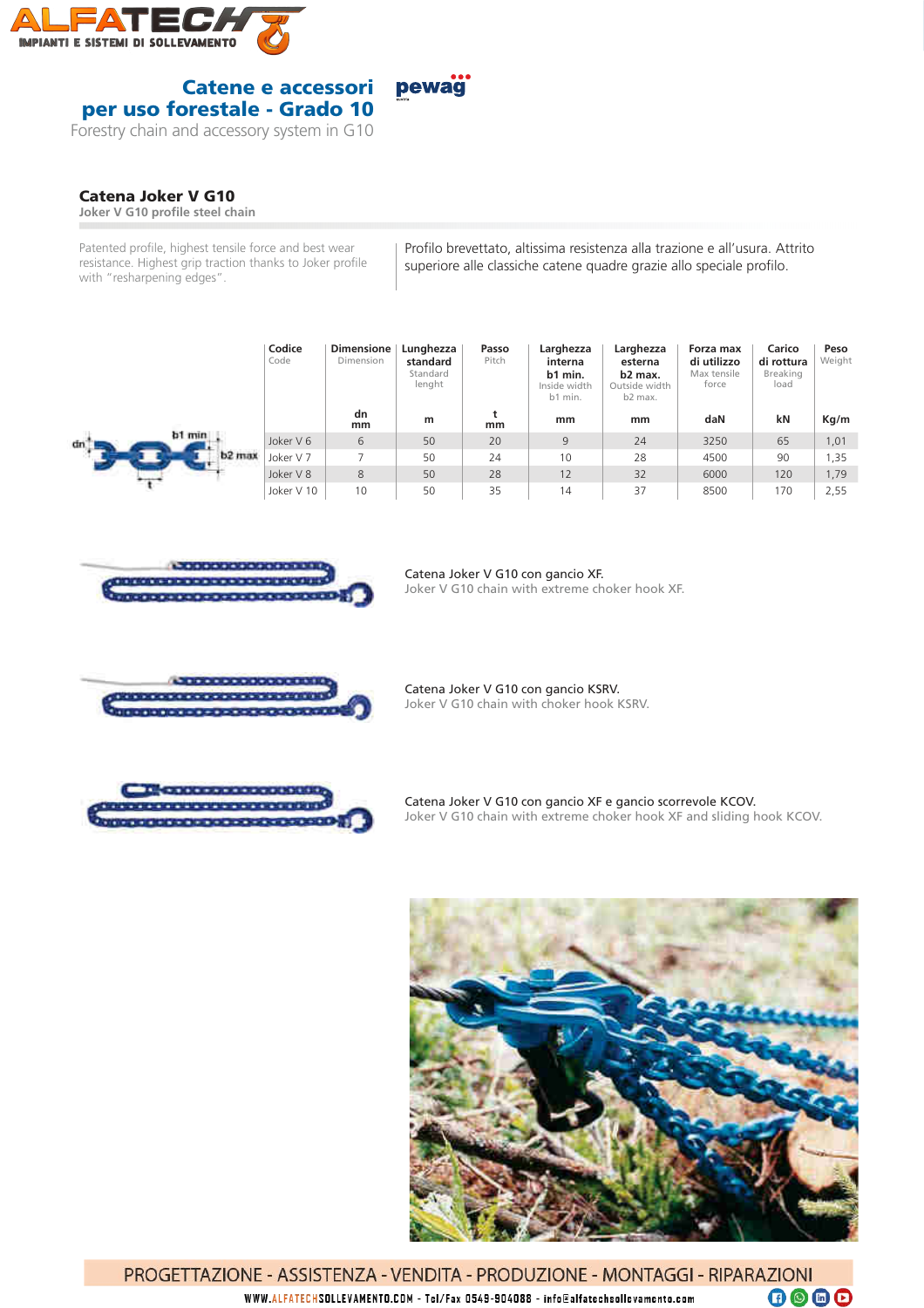# Catene e accessori per uso forestale - Grado 10

Forestry chain and accessory system in G10

## Catena Joker V G10

Joker V G10 profile steel chain

Patented profile, highest tensile force and best wear resistance. Highest grip traction thanks to Joker profile with "resharpening edges".

Profilo brevettato, altissima resistenza alla trazione e all'usura. Attrito superiore alle classiche catene quadre grazie allo speciale profilo.

| Codice<br>Code | Dimensione<br>Dimension<br>dn<br>mm | Lunghezza standard<br>Standard lenght<br>m | Passo<br>Pitch<br>t<br>mm | Larghezza interna b1 min.<br>Inside width b1 min.<br>mm | Larghezza esterna b2 max.<br>Outside width b2 max.<br>mm | Forza max di utilizzo<br>Max tensile force<br>daN | Carico di rottura<br>Breaking load<br>kN | Peso<br>Weight<br>Kg/m |
|---|---|---|---|---|---|---|---|---|
| Joker V 6 | 6 | 50 | 20 | 9 | 24 | 3250 | 65 | 1,01 |
| Joker V 7 | 7 | 50 | 24 | 10 | 28 | 4500 | 90 | 1,35 |
| Joker V 8 | 8 | 50 | 28 | 12 | 32 | 6000 | 120 | 1,79 |
| Joker V 10 | 10 | 50 | 35 | 14 | 37 | 8500 | 170 | 2,55 |

Catena Joker V G10 con gancio XF.
Joker V G10 chain with extreme choker hook XF.

Catena Joker V G10 con gancio KSRV.
Joker V G10 chain with choker hook KSRV.

Catena Joker V G10 con gancio XF e gancio scorrevole KCOV.
Joker V G10 chain with extreme choker hook XF and sliding hook KCOV.

PROGETTAZIONE - ASSISTENZA - VENDITA - PRODUZIONE - MONTAGGI - RIPARAZIONI

WWW.ALFATECHSOLLEVAMENTO.COM - Tel/Fax 0549-904088 - info@alfatechsollevamento.com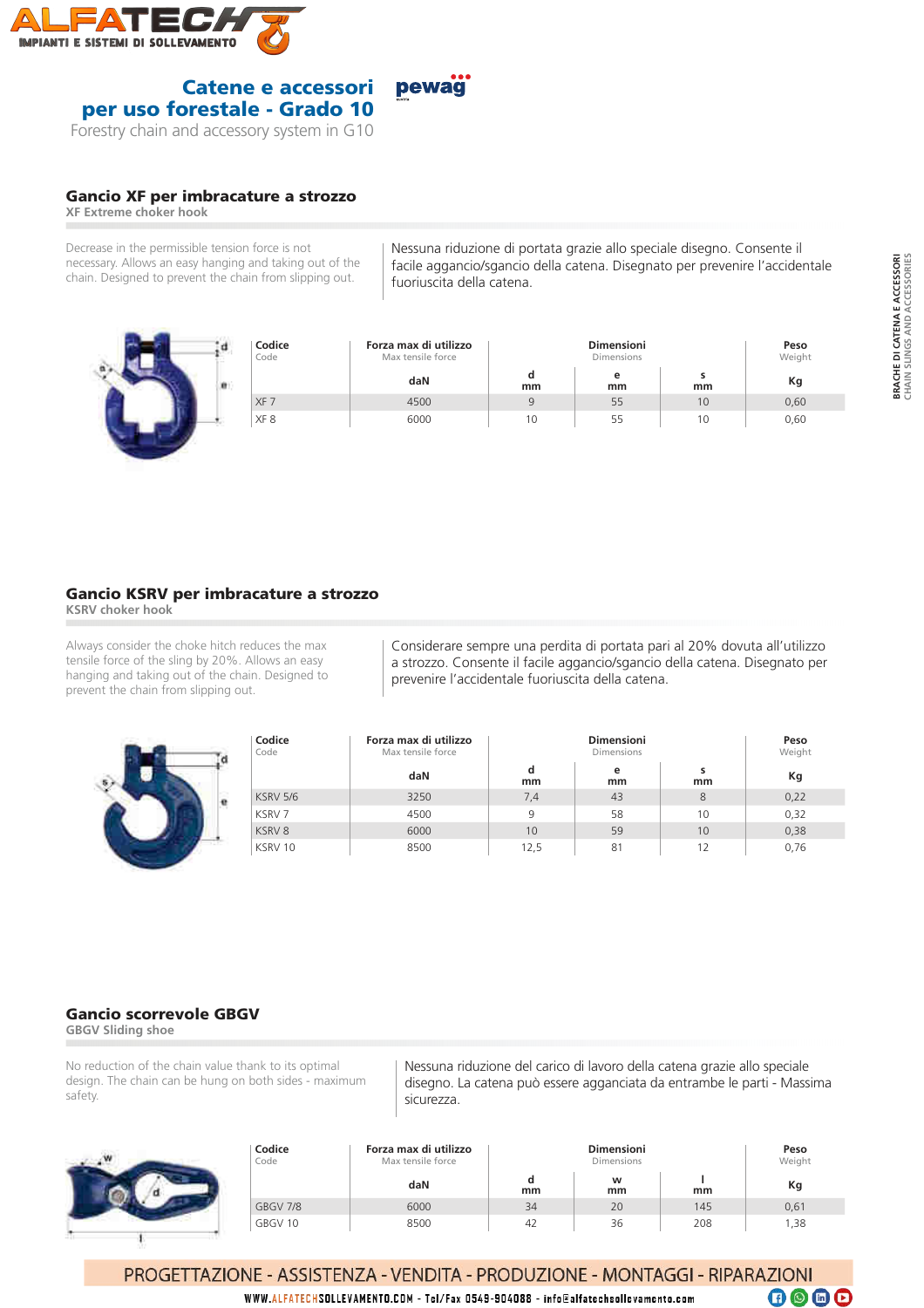## Catene e accessori per uso forestale - Grado 10

Forestry chain and accessory system in G10

### Gancio XF per imbracature a strozzo

**XF Extreme choker hook**

Decrease in the permissible tension force is not necessary. Allows an easy hanging and taking out of the chain. Designed to prevent the chain from slipping out.

Nessuna riduzione di portata grazie allo speciale disegno. Consente il facile aggancio/sgancio della catena. Disegnato per prevenire l'accidentale fuoriuscita della catena.

| Codice Code | Forza max di utilizzo Max tensile force | Dimensioni Dimensions | | | Peso Weight |
|---|---|---|---|---|---|
| | daN | d mm | e mm | s mm | Kg |
| XF 7 | 4500 | 9 | 55 | 10 | 0,60 |
| XF 8 | 6000 | 10 | 55 | 10 | 0,60 |

### Gancio KSRV per imbracature a strozzo

**KSRV choker hook**

Always consider the choke hitch reduces the max tensile force of the sling by 20%. Allows an easy hanging and taking out of the chain. Designed to prevent the chain from slipping out.

Considerare sempre una perdita di portata pari al 20% dovuta all'utilizzo a strozzo. Consente il facile aggancio/sgancio della catena. Disegnato per prevenire l'accidentale fuoriuscita della catena.

| Codice Code | Forza max di utilizzo Max tensile force | Dimensioni Dimensions | | | Peso Weight |
|---|---|---|---|---|---|
| | daN | d mm | e mm | s mm | Kg |
| KSRV 5/6 | 3250 | 7,4 | 43 | 8 | 0,22 |
| KSRV 7 | 4500 | 9 | 58 | 10 | 0,32 |
| KSRV 8 | 6000 | 10 | 59 | 10 | 0,38 |
| KSRV 10 | 8500 | 12,5 | 81 | 12 | 0,76 |

### Gancio scorrevole GBGV

**GBGV Sliding shoe**

No reduction of the chain value thank to its optimal design. The chain can be hung on both sides - maximum safety.

Nessuna riduzione del carico di lavoro della catena grazie allo speciale disegno. La catena può essere agganciata da entrambe le parti - Massima sicurezza.

| Codice Code | Forza max di utilizzo Max tensile force | Dimensioni Dimensions | | | Peso Weight |
|---|---|---|---|---|---|
| | daN | d mm | w mm | l mm | Kg |
| GBGV 7/8 | 6000 | 34 | 20 | 145 | 0,61 |
| GBGV 10 | 8500 | 42 | 36 | 208 | 1,38 |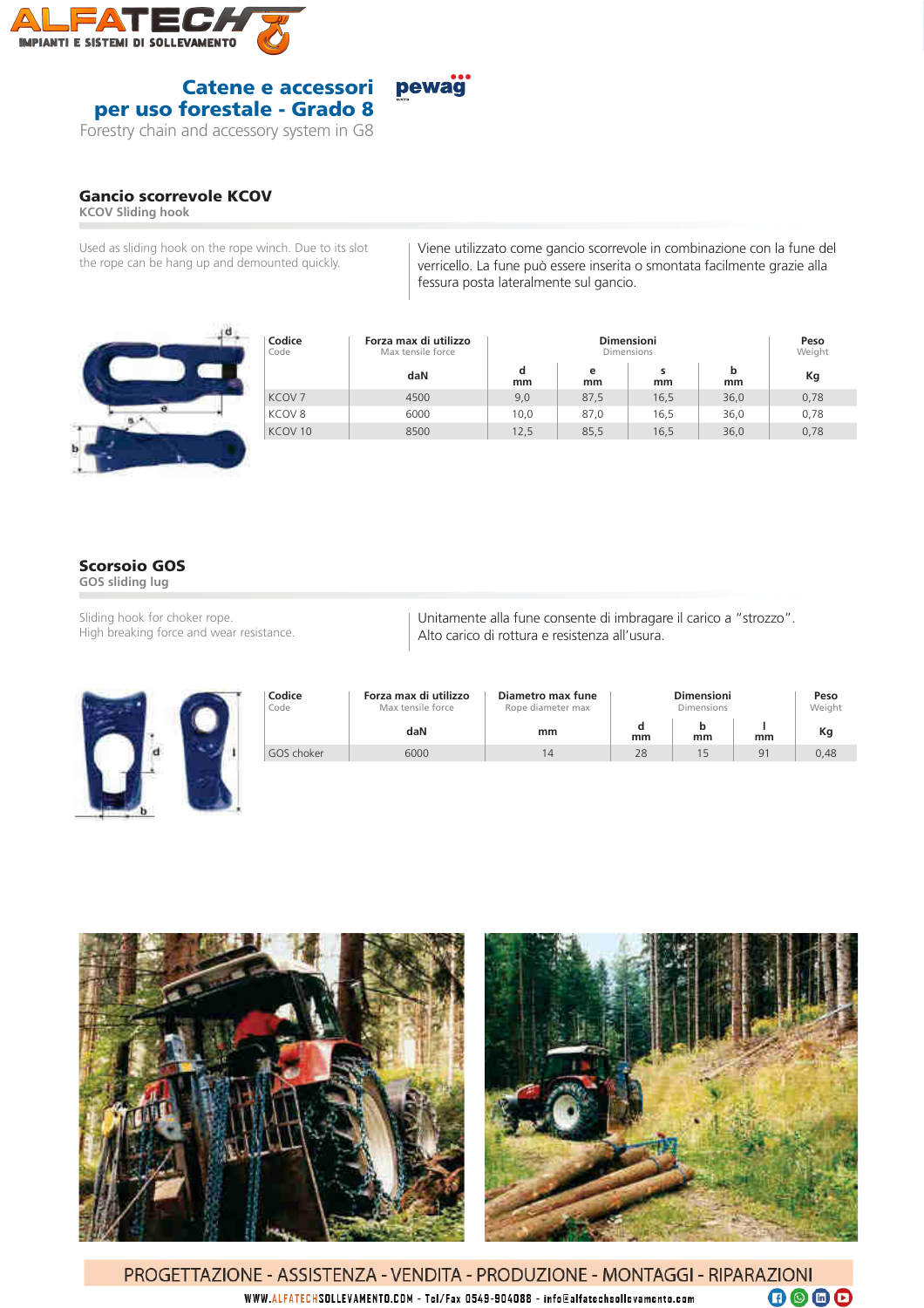# Catene e accessori per uso forestale - Grado 8

Forestry chain and accessory system in G8

## Gancio scorrevole KCOV

KCOV Sliding hook

Used as sliding hook on the rope winch. Due to its slot the rope can be hang up and demounted quickly.

Viene utilizzato come gancio scorrevole in combinazione con la fune del verricello. La fune può essere inserita o smontata facilmente grazie alla fessura posta lateralmente sul gancio.

| Codice<br>Code | Forza max di utilizzo<br>Max tensile force | Dimensioni<br>Dimensions | | | | Peso<br>Weight |
|---|---|---|---|---|---|---|
| | daN | d<br>mm | e<br>mm | s<br>mm | b<br>mm | Kg |
| KCOV 7 | 4500 | 9,0 | 87,5 | 16,5 | 36,0 | 0,78 |
| KCOV 8 | 6000 | 10,0 | 87,0 | 16,5 | 36,0 | 0,78 |
| KCOV 10 | 8500 | 12,5 | 85,5 | 16,5 | 36,0 | 0,78 |

## Scorsoio GOS

GOS sliding lug

Sliding hook for choker rope.
High breaking force and wear resistance.

Unitamente alla fune consente di imbragare il carico a "strozzo".
Alto carico di rottura e resistenza all'usura.

| Codice<br>Code | Forza max di utilizzo<br>Max tensile force | Diametro max fune<br>Rope diameter max | Dimensioni<br>Dimensions | | | Peso<br>Weight |
|---|---|---|---|---|---|---|
| | daN | mm | d<br>mm | b<br>mm | l<br>mm | Kg |
| GOS choker | 6000 | 14 | 28 | 15 | 91 | 0,48 |

PROGETTAZIONE - ASSISTENZA - VENDITA - PRODUZIONE - MONTAGGI - RIPARAZIONI

WWW.ALFATECHSOLLEVAMENTO.COM - Tel/Fax 0549-904088 - info@alfatechsollevamento.com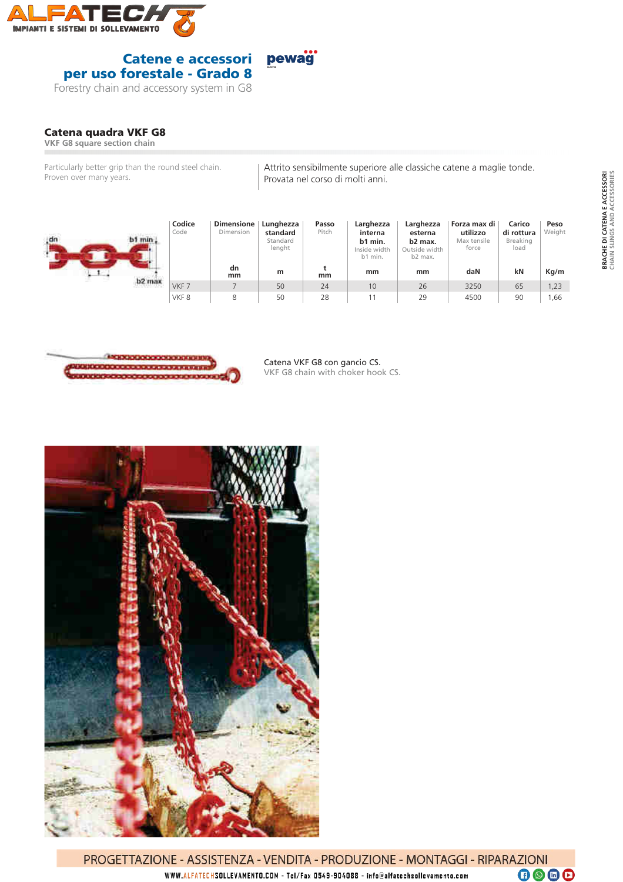# Catene e accessori per uso forestale - Grado 8

Forestry chain and accessory system in G8

## Catena quadra VKF G8

VKF G8 square section chain

Particularly better grip than the round steel chain.
Proven over many years.

Attrito sensibilmente superiore alle classiche catene a maglie tonde.
Provata nel corso di molti anni.

| Codice<br>Code | Dimensione<br>Dimension<br>dn<br>mm | Lunghezza standard<br>Standard lenght<br>m | Passo<br>Pitch<br>t<br>mm | Larghezza interna b1 min.<br>Inside width b1 min.<br>mm | Larghezza esterna b2 max.<br>Outside width b2 max.<br>mm | Forza max di utilizzo<br>Max tensile force<br>daN | Carico di rottura<br>Breaking load<br>kN | Peso<br>Weight<br>Kg/m |
|---|---|---|---|---|---|---|---|---|
| VKF 7 | 7 | 50 | 24 | 10 | 26 | 3250 | 65 | 1,23 |
| VKF 8 | 8 | 50 | 28 | 11 | 29 | 4500 | 90 | 1,66 |

Catena VKF G8 con gancio CS.
VKF G8 chain with choker hook CS.